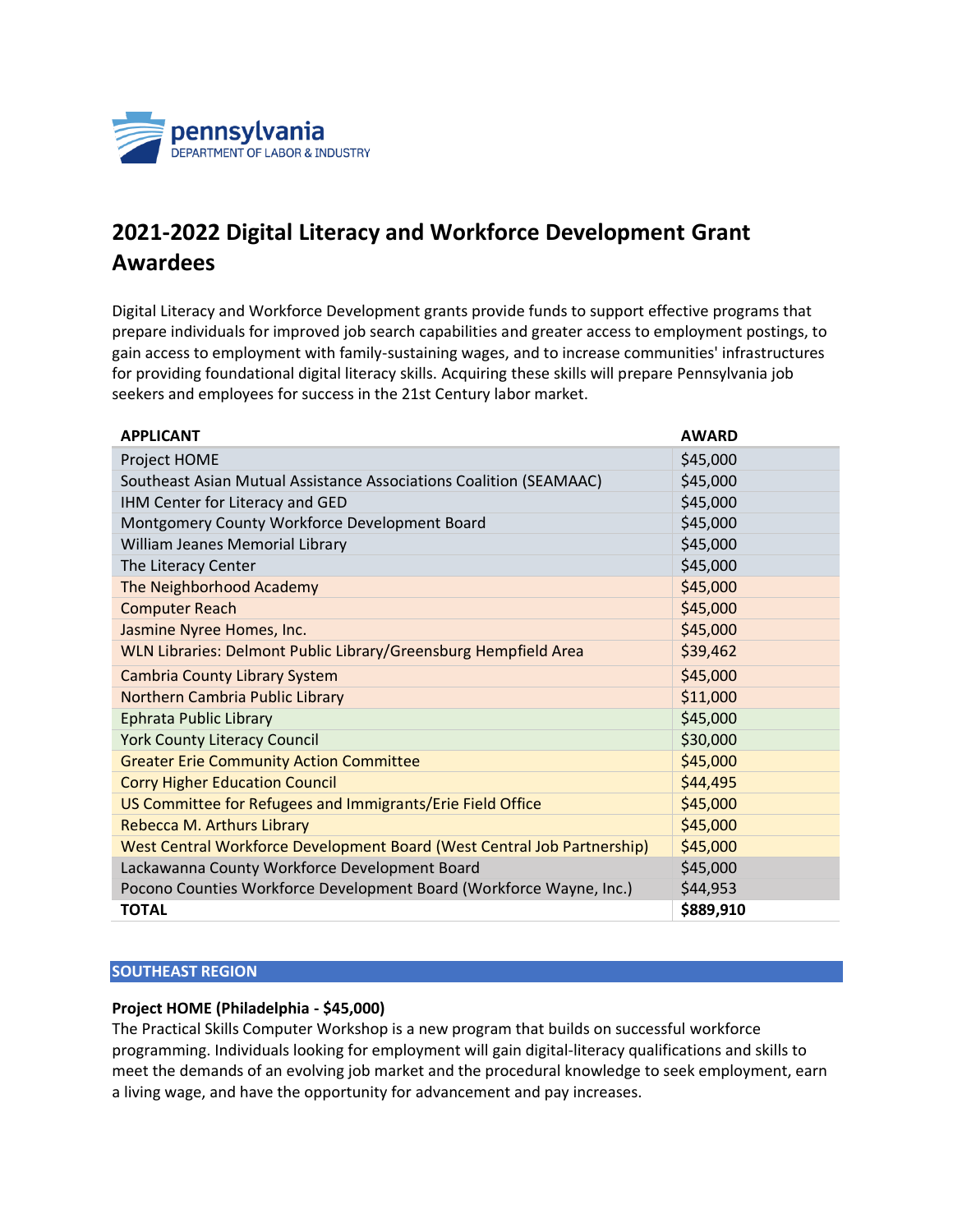pennsylvania
DEPARTMENT OF LABOR & INDUSTRY

# 2021-2022 Digital Literacy and Workforce Development Grant Awardees

Digital Literacy and Workforce Development grants provide funds to support effective programs that prepare individuals for improved job search capabilities and greater access to employment postings, to gain access to employment with family-sustaining wages, and to increase communities' infrastructures for providing foundational digital literacy skills. Acquiring these skills will prepare Pennsylvania job seekers and employees for success in the 21st Century labor market.

| APPLICANT | AWARD |
|---|---|
| Project HOME | $45,000 |
| Southeast Asian Mutual Assistance Associations Coalition (SEAMAAC) | $45,000 |
| IHM Center for Literacy and GED | $45,000 |
| Montgomery County Workforce Development Board | $45,000 |
| William Jeanes Memorial Library | $45,000 |
| The Literacy Center | $45,000 |
| The Neighborhood Academy | $45,000 |
| Computer Reach | $45,000 |
| Jasmine Nyree Homes, Inc. | $45,000 |
| WLN Libraries: Delmont Public Library/Greensburg Hempfield Area | $39,462 |
| Cambria County Library System | $45,000 |
| Northern Cambria Public Library | $11,000 |
| Ephrata Public Library | $45,000 |
| York County Literacy Council | $30,000 |
| Greater Erie Community Action Committee | $45,000 |
| Corry Higher Education Council | $44,495 |
| US Committee for Refugees and Immigrants/Erie Field Office | $45,000 |
| Rebecca M. Arthurs Library | $45,000 |
| West Central Workforce Development Board (West Central Job Partnership) | $45,000 |
| Lackawanna County Workforce Development Board | $45,000 |
| Pocono Counties Workforce Development Board (Workforce Wayne, Inc.) | $44,953 |
| **TOTAL** | **$889,910** |

## SOUTHEAST REGION

**Project HOME (Philadelphia - $45,000)**
The Practical Skills Computer Workshop is a new program that builds on successful workforce programming. Individuals looking for employment will gain digital-literacy qualifications and skills to meet the demands of an evolving job market and the procedural knowledge to seek employment, earn a living wage, and have the opportunity for advancement and pay increases.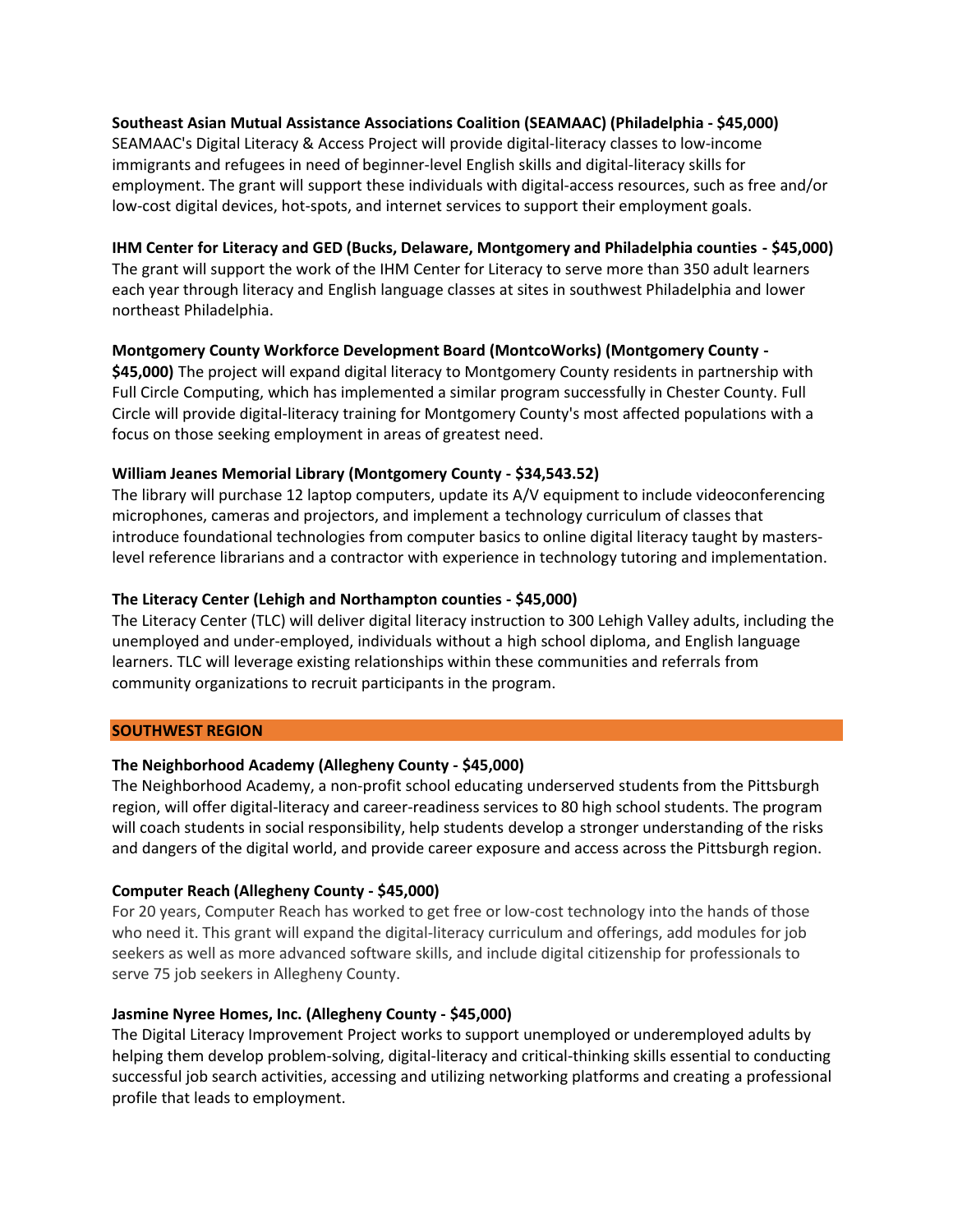**Southeast Asian Mutual Assistance Associations Coalition (SEAMAAC) (Philadelphia - $45,000)**
SEAMAAC's Digital Literacy & Access Project will provide digital-literacy classes to low-income immigrants and refugees in need of beginner-level English skills and digital-literacy skills for employment. The grant will support these individuals with digital-access resources, such as free and/or low-cost digital devices, hot-spots, and internet services to support their employment goals.

**IHM Center for Literacy and GED (Bucks, Delaware, Montgomery and Philadelphia counties - $45,000)**
The grant will support the work of the IHM Center for Literacy to serve more than 350 adult learners each year through literacy and English language classes at sites in southwest Philadelphia and lower northeast Philadelphia.

**Montgomery County Workforce Development Board (MontcoWorks) (Montgomery County - $45,000)** The project will expand digital literacy to Montgomery County residents in partnership with Full Circle Computing, which has implemented a similar program successfully in Chester County. Full Circle will provide digital-literacy training for Montgomery County's most affected populations with a focus on those seeking employment in areas of greatest need.

**William Jeanes Memorial Library (Montgomery County - $34,543.52)**
The library will purchase 12 laptop computers, update its A/V equipment to include videoconferencing microphones, cameras and projectors, and implement a technology curriculum of classes that introduce foundational technologies from computer basics to online digital literacy taught by masters-level reference librarians and a contractor with experience in technology tutoring and implementation.

**The Literacy Center (Lehigh and Northampton counties - $45,000)**
The Literacy Center (TLC) will deliver digital literacy instruction to 300 Lehigh Valley adults, including the unemployed and under-employed, individuals without a high school diploma, and English language learners. TLC will leverage existing relationships within these communities and referrals from community organizations to recruit participants in the program.

## SOUTHWEST REGION

**The Neighborhood Academy (Allegheny County - $45,000)**
The Neighborhood Academy, a non-profit school educating underserved students from the Pittsburgh region, will offer digital-literacy and career-readiness services to 80 high school students. The program will coach students in social responsibility, help students develop a stronger understanding of the risks and dangers of the digital world, and provide career exposure and access across the Pittsburgh region.

**Computer Reach (Allegheny County - $45,000)**
For 20 years, Computer Reach has worked to get free or low-cost technology into the hands of those who need it. This grant will expand the digital-literacy curriculum and offerings, add modules for job seekers as well as more advanced software skills, and include digital citizenship for professionals to serve 75 job seekers in Allegheny County.

**Jasmine Nyree Homes, Inc. (Allegheny County - $45,000)**
The Digital Literacy Improvement Project works to support unemployed or underemployed adults by helping them develop problem-solving, digital-literacy and critical-thinking skills essential to conducting successful job search activities, accessing and utilizing networking platforms and creating a professional profile that leads to employment.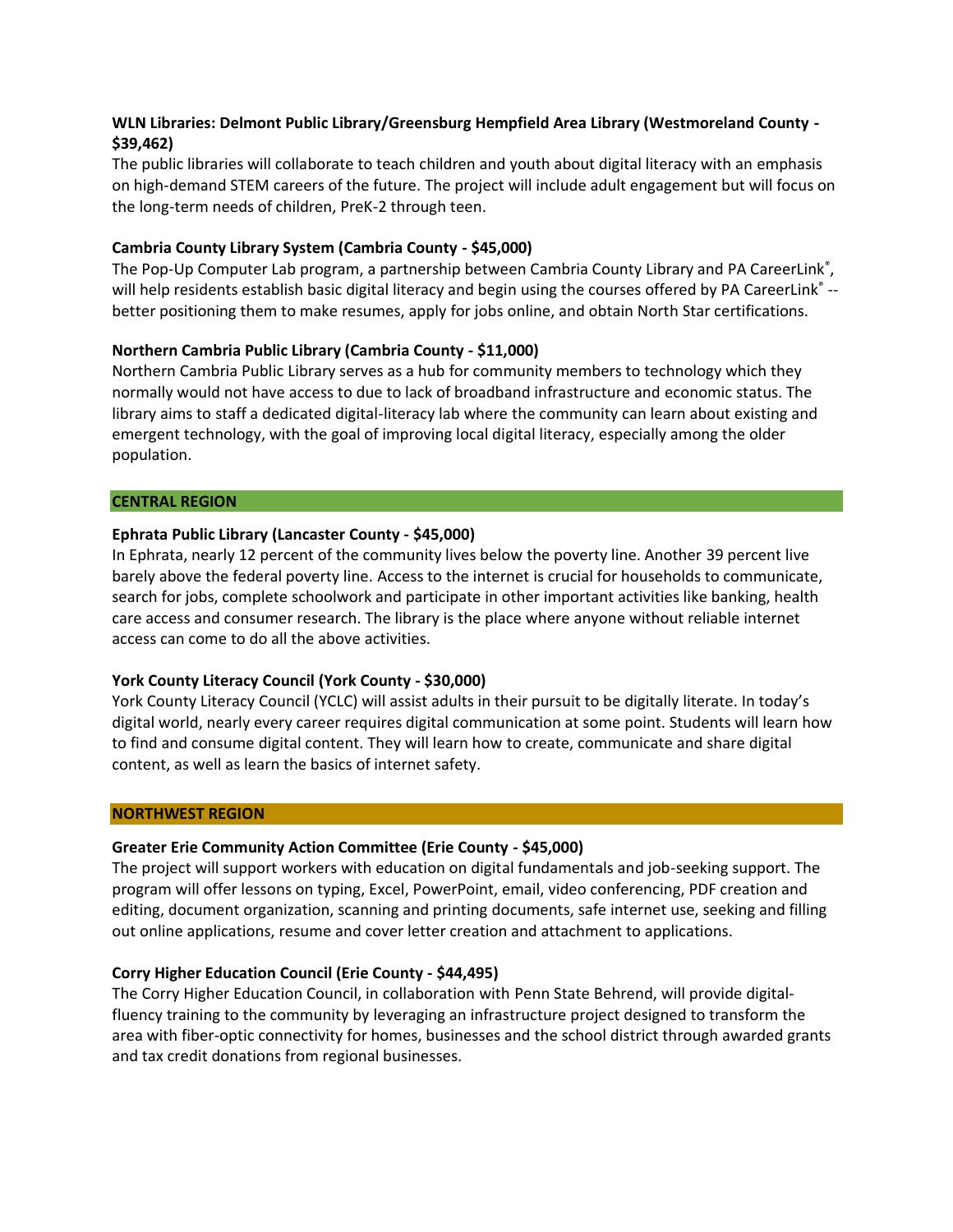**WLN Libraries: Delmont Public Library/Greensburg Hempfield Area Library (Westmoreland County - $39,462)**

The public libraries will collaborate to teach children and youth about digital literacy with an emphasis on high-demand STEM careers of the future. The project will include adult engagement but will focus on the long-term needs of children, PreK-2 through teen.

**Cambria County Library System (Cambria County - $45,000)**

The Pop-Up Computer Lab program, a partnership between Cambria County Library and PA CareerLink®, will help residents establish basic digital literacy and begin using the courses offered by PA CareerLink® -- better positioning them to make resumes, apply for jobs online, and obtain North Star certifications.

**Northern Cambria Public Library (Cambria County - $11,000)**

Northern Cambria Public Library serves as a hub for community members to technology which they normally would not have access to due to lack of broadband infrastructure and economic status. The library aims to staff a dedicated digital-literacy lab where the community can learn about existing and emergent technology, with the goal of improving local digital literacy, especially among the older population.

## CENTRAL REGION

**Ephrata Public Library (Lancaster County - $45,000)**

In Ephrata, nearly 12 percent of the community lives below the poverty line. Another 39 percent live barely above the federal poverty line. Access to the internet is crucial for households to communicate, search for jobs, complete schoolwork and participate in other important activities like banking, health care access and consumer research. The library is the place where anyone without reliable internet access can come to do all the above activities.

**York County Literacy Council (York County - $30,000)**

York County Literacy Council (YCLC) will assist adults in their pursuit to be digitally literate. In today's digital world, nearly every career requires digital communication at some point. Students will learn how to find and consume digital content. They will learn how to create, communicate and share digital content, as well as learn the basics of internet safety.

## NORTHWEST REGION

**Greater Erie Community Action Committee (Erie County - $45,000)**

The project will support workers with education on digital fundamentals and job-seeking support. The program will offer lessons on typing, Excel, PowerPoint, email, video conferencing, PDF creation and editing, document organization, scanning and printing documents, safe internet use, seeking and filling out online applications, resume and cover letter creation and attachment to applications.

**Corry Higher Education Council (Erie County - $44,495)**

The Corry Higher Education Council, in collaboration with Penn State Behrend, will provide digital-fluency training to the community by leveraging an infrastructure project designed to transform the area with fiber-optic connectivity for homes, businesses and the school district through awarded grants and tax credit donations from regional businesses.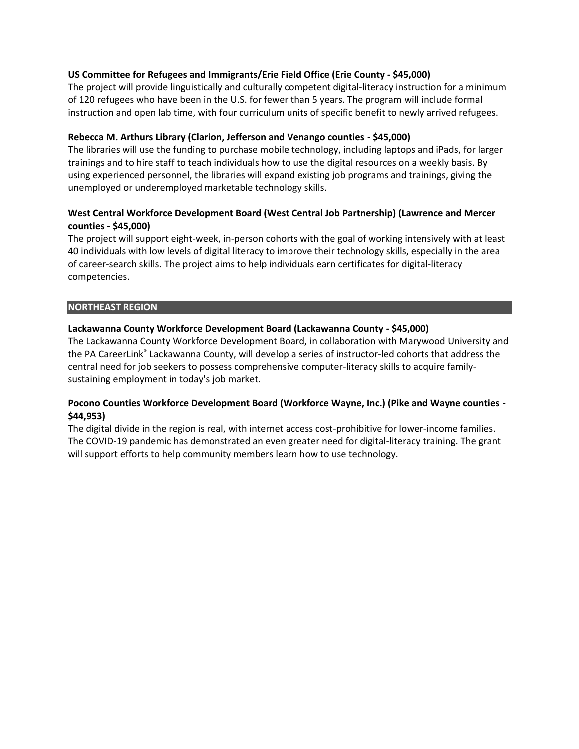**US Committee for Refugees and Immigrants/Erie Field Office (Erie County - $45,000)**
The project will provide linguistically and culturally competent digital-literacy instruction for a minimum of 120 refugees who have been in the U.S. for fewer than 5 years. The program will include formal instruction and open lab time, with four curriculum units of specific benefit to newly arrived refugees.

**Rebecca M. Arthurs Library (Clarion, Jefferson and Venango counties - $45,000)**
The libraries will use the funding to purchase mobile technology, including laptops and iPads, for larger trainings and to hire staff to teach individuals how to use the digital resources on a weekly basis. By using experienced personnel, the libraries will expand existing job programs and trainings, giving the unemployed or underemployed marketable technology skills.

**West Central Workforce Development Board (West Central Job Partnership) (Lawrence and Mercer counties - $45,000)**
The project will support eight-week, in-person cohorts with the goal of working intensively with at least 40 individuals with low levels of digital literacy to improve their technology skills, especially in the area of career-search skills. The project aims to help individuals earn certificates for digital-literacy competencies.

## NORTHEAST REGION

**Lackawanna County Workforce Development Board (Lackawanna County - $45,000)**
The Lackawanna County Workforce Development Board, in collaboration with Marywood University and the PA CareerLink® Lackawanna County, will develop a series of instructor-led cohorts that address the central need for job seekers to possess comprehensive computer-literacy skills to acquire family-sustaining employment in today's job market.

**Pocono Counties Workforce Development Board (Workforce Wayne, Inc.) (Pike and Wayne counties - $44,953)**
The digital divide in the region is real, with internet access cost-prohibitive for lower-income families. The COVID-19 pandemic has demonstrated an even greater need for digital-literacy training. The grant will support efforts to help community members learn how to use technology.